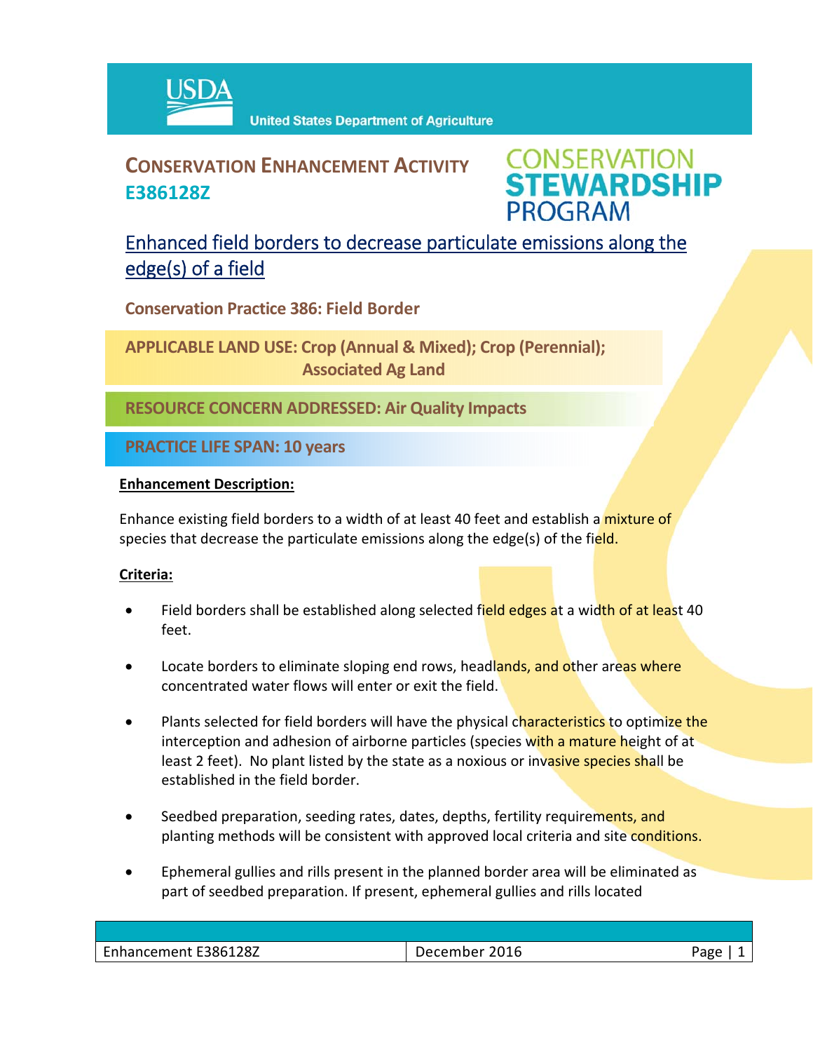# CONSERVATION ENHANCEMENT ACTIVITY E386128Z

CONSERVATION STEWARDSHIP PROGRAM

## Enhanced field borders to decrease particulate emissions along the edge(s) of a field

**Conservation Practice 386: Field Border**

**APPLICABLE LAND USE: Crop (Annual & Mixed); Crop (Perennial); Associated Ag Land**

**RESOURCE CONCERN ADDRESSED: Air Quality Impacts**

**PRACTICE LIFE SPAN: 10 years**

### Enhancement Description:

Enhance existing field borders to a width of at least 40 feet and establish a mixture of species that decrease the particulate emissions along the edge(s) of the field.

### Criteria:

- Field borders shall be established along selected field edges at a width of at least 40 feet.
- Locate borders to eliminate sloping end rows, headlands, and other areas where concentrated water flows will enter or exit the field.
- Plants selected for field borders will have the physical characteristics to optimize the interception and adhesion of airborne particles (species with a mature height of at least 2 feet). No plant listed by the state as a noxious or invasive species shall be established in the field border.
- Seedbed preparation, seeding rates, dates, depths, fertility requirements, and planting methods will be consistent with approved local criteria and site conditions.
- Ephemeral gullies and rills present in the planned border area will be eliminated as part of seedbed preparation. If present, ephemeral gullies and rills located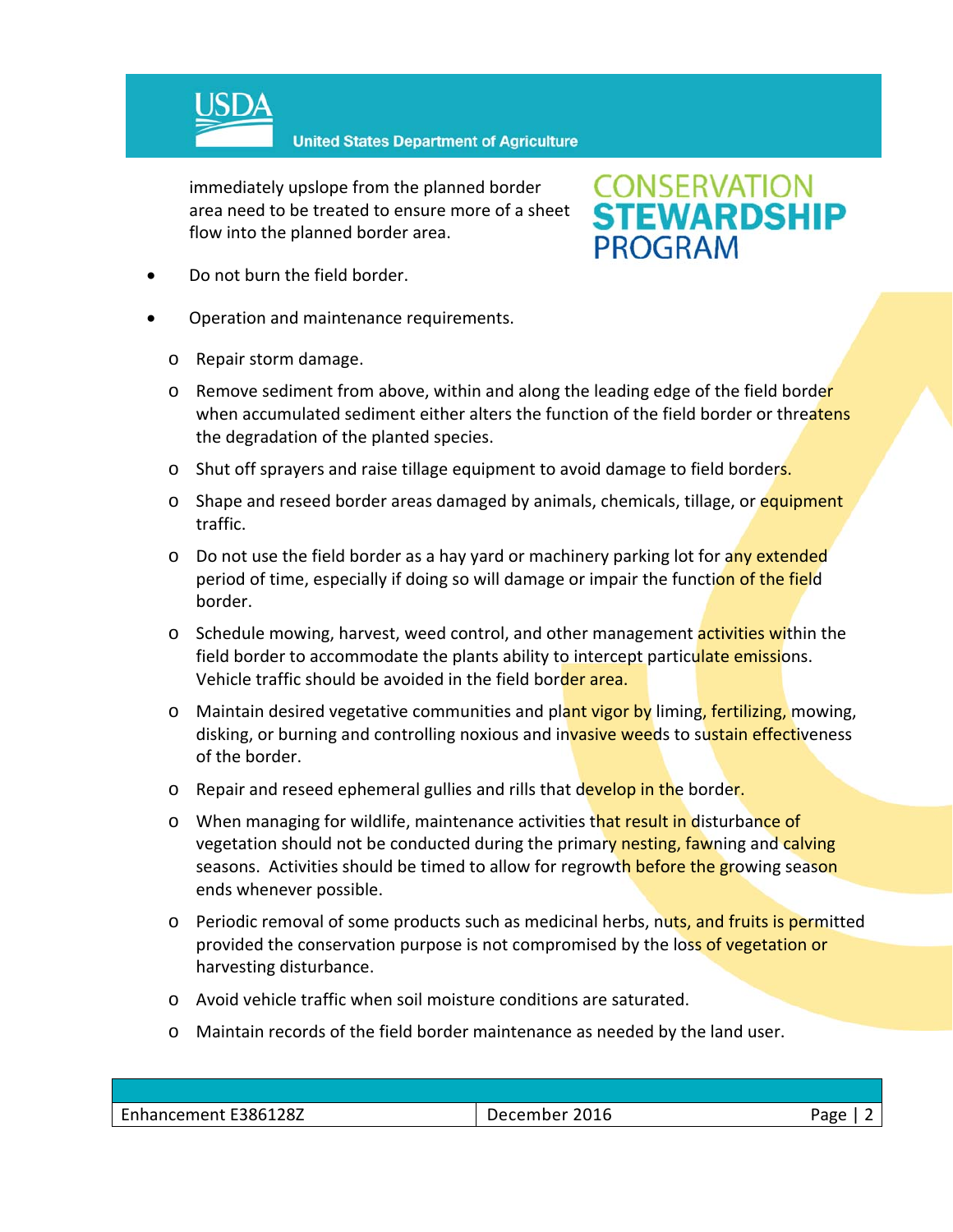immediately upslope from the planned border area need to be treated to ensure more of a sheet flow into the planned border area.

- Do not burn the field border.
- Operation and maintenance requirements.
  - Repair storm damage.
  - Remove sediment from above, within and along the leading edge of the field border when accumulated sediment either alters the function of the field border or threatens the degradation of the planted species.
  - Shut off sprayers and raise tillage equipment to avoid damage to field borders.
  - Shape and reseed border areas damaged by animals, chemicals, tillage, or equipment traffic.
  - Do not use the field border as a hay yard or machinery parking lot for any extended period of time, especially if doing so will damage or impair the function of the field border.
  - Schedule mowing, harvest, weed control, and other management activities within the field border to accommodate the plants ability to intercept particulate emissions. Vehicle traffic should be avoided in the field border area.
  - Maintain desired vegetative communities and plant vigor by liming, fertilizing, mowing, disking, or burning and controlling noxious and invasive weeds to sustain effectiveness of the border.
  - Repair and reseed ephemeral gullies and rills that develop in the border.
  - When managing for wildlife, maintenance activities that result in disturbance of vegetation should not be conducted during the primary nesting, fawning and calving seasons. Activities should be timed to allow for regrowth before the growing season ends whenever possible.
  - Periodic removal of some products such as medicinal herbs, nuts, and fruits is permitted provided the conservation purpose is not compromised by the loss of vegetation or harvesting disturbance.
  - Avoid vehicle traffic when soil moisture conditions are saturated.
  - Maintain records of the field border maintenance as needed by the land user.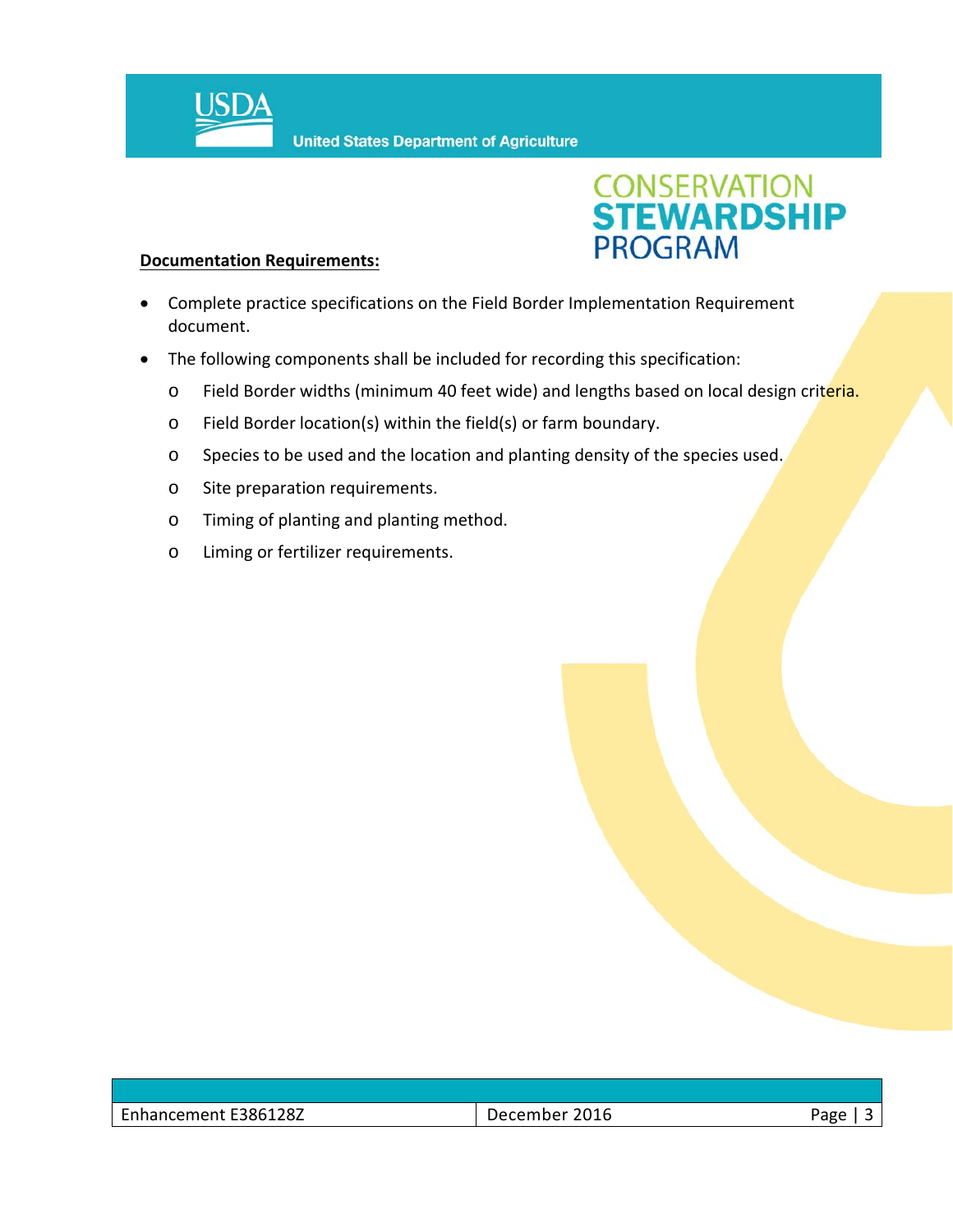**Documentation Requirements:**

- Complete practice specifications on the Field Border Implementation Requirement document.
- The following components shall be included for recording this specification:
  - Field Border widths (minimum 40 feet wide) and lengths based on local design criteria.
  - Field Border location(s) within the field(s) or farm boundary.
  - Species to be used and the location and planting density of the species used.
  - Site preparation requirements.
  - Timing of planting and planting method.
  - Liming or fertilizer requirements.